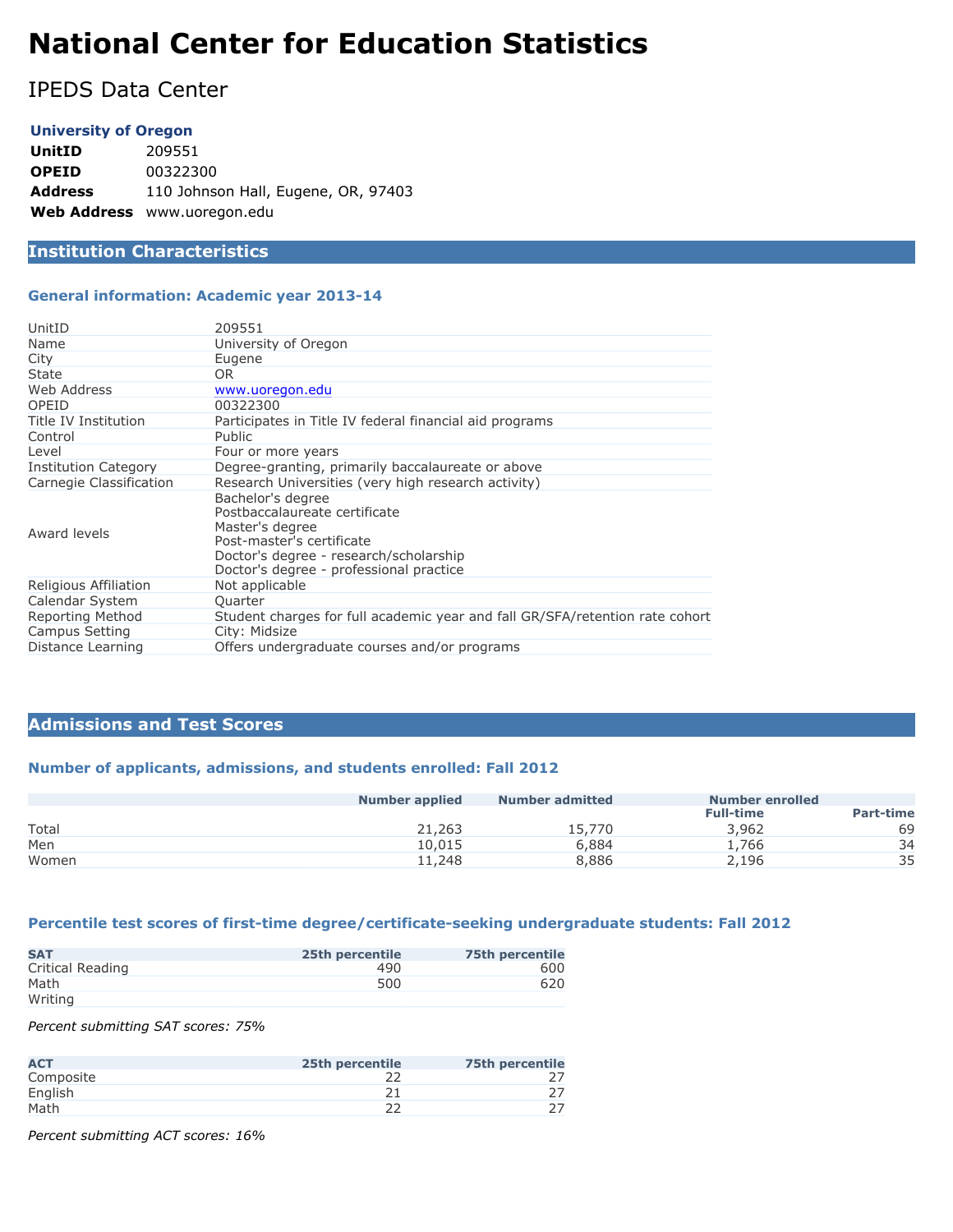# National Center for Education Statistics

## IPEDS Data Center

**University of Oregon**

| | |
|---|---|
| **UnitID** | 209551 |
| **OPEID** | 00322300 |
| **Address** | 110 Johnson Hall, Eugene, OR, 97403 |
| **Web Address** | www.uoregon.edu |

## Institution Characteristics

### General information: Academic year 2013-14

| | |
|---|---|
| UnitID | 209551 |
| Name | University of Oregon |
| City | Eugene |
| State | OR |
| Web Address | www.uoregon.edu |
| OPEID | 00322300 |
| Title IV Institution | Participates in Title IV federal financial aid programs |
| Control | Public |
| Level | Four or more years |
| Institution Category | Degree-granting, primarily baccalaureate or above |
| Carnegie Classification | Research Universities (very high research activity) |
| Award levels | Bachelor's degree<br>Postbaccalaureate certificate<br>Master's degree<br>Post-master's certificate<br>Doctor's degree - research/scholarship<br>Doctor's degree - professional practice |
| Religious Affiliation | Not applicable |
| Calendar System | Quarter |
| Reporting Method | Student charges for full academic year and fall GR/SFA/retention rate cohort |
| Campus Setting | City: Midsize |
| Distance Learning | Offers undergraduate courses and/or programs |

## Admissions and Test Scores

### Number of applicants, admissions, and students enrolled: Fall 2012

| | Number applied | Number admitted | Number enrolled | |
|---|---|---|---|---|
| | | | Full-time | Part-time |
| Total | 21,263 | 15,770 | 3,962 | 69 |
| Men | 10,015 | 6,884 | 1,766 | 34 |
| Women | 11,248 | 8,886 | 2,196 | 35 |

### Percentile test scores of first-time degree/certificate-seeking undergraduate students: Fall 2012

| SAT | 25th percentile | 75th percentile |
|---|---|---|
| Critical Reading | 490 | 600 |
| Math | 500 | 620 |
| Writing | | |

*Percent submitting SAT scores: 75%*

| ACT | 25th percentile | 75th percentile |
|---|---|---|
| Composite | 22 | 27 |
| English | 21 | 27 |
| Math | 22 | 27 |

*Percent submitting ACT scores: 16%*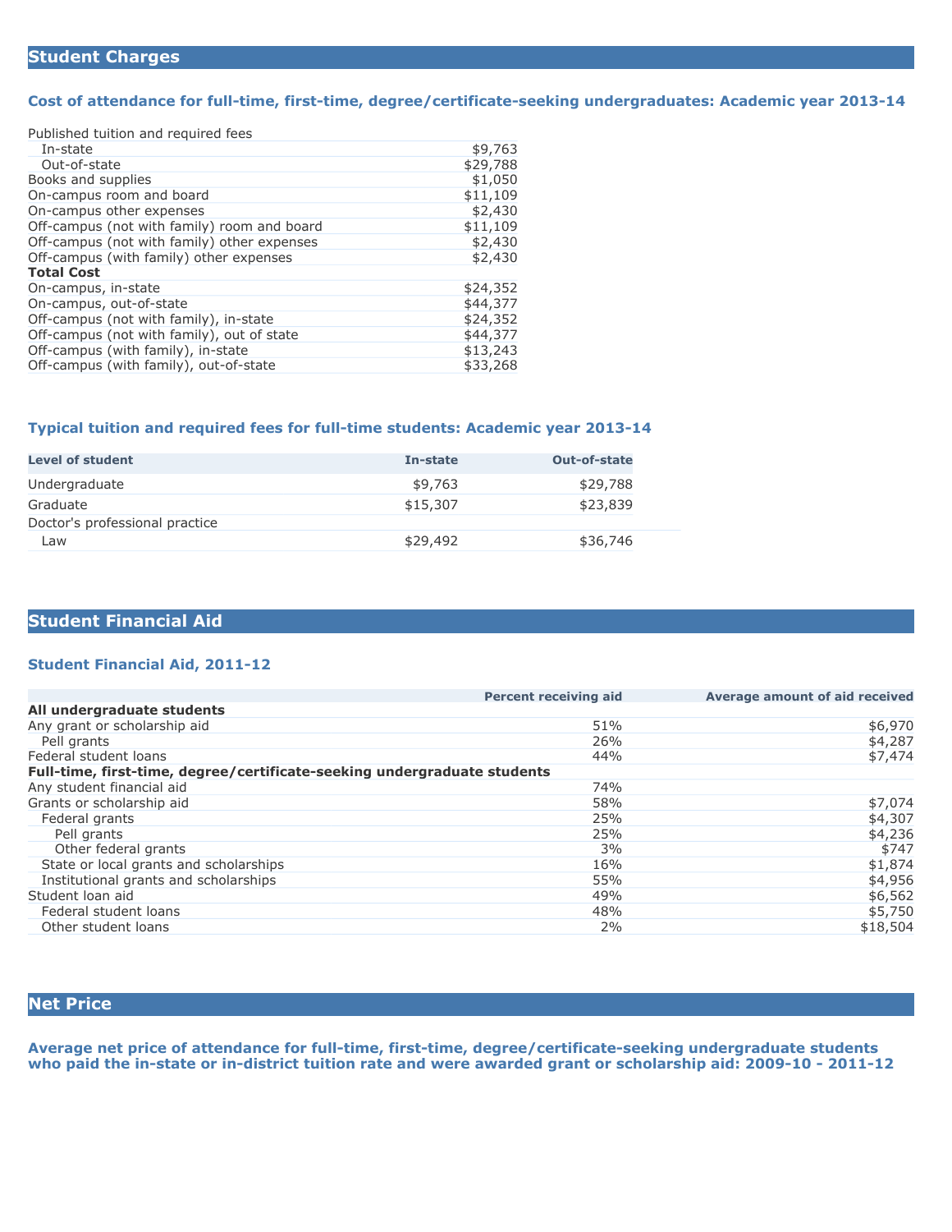## Student Charges

### Cost of attendance for full-time, first-time, degree/certificate-seeking undergraduates: Academic year 2013-14

| | |
|---|---|
| Published tuition and required fees | |
| In-state | $9,763 |
| Out-of-state | $29,788 |
| Books and supplies | $1,050 |
| On-campus room and board | $11,109 |
| On-campus other expenses | $2,430 |
| Off-campus (not with family) room and board | $11,109 |
| Off-campus (not with family) other expenses | $2,430 |
| Off-campus (with family) other expenses | $2,430 |
| **Total Cost** | |
| On-campus, in-state | $24,352 |
| On-campus, out-of-state | $44,377 |
| Off-campus (not with family), in-state | $24,352 |
| Off-campus (not with family), out of state | $44,377 |
| Off-campus (with family), in-state | $13,243 |
| Off-campus (with family), out-of-state | $33,268 |

### Typical tuition and required fees for full-time students: Academic year 2013-14

| Level of student | In-state | Out-of-state |
|---|---|---|
| Undergraduate | $9,763 | $29,788 |
| Graduate | $15,307 | $23,839 |
| Doctor's professional practice | | |
| Law | $29,492 | $36,746 |

## Student Financial Aid

### Student Financial Aid, 2011-12

| | Percent receiving aid | Average amount of aid received |
|---|---|---|
| **All undergraduate students** | | |
| Any grant or scholarship aid | 51% | $6,970 |
| Pell grants | 26% | $4,287 |
| Federal student loans | 44% | $7,474 |
| **Full-time, first-time, degree/certificate-seeking undergraduate students** | | |
| Any student financial aid | 74% | |
| Grants or scholarship aid | 58% | $7,074 |
| Federal grants | 25% | $4,307 |
| Pell grants | 25% | $4,236 |
| Other federal grants | 3% | $747 |
| State or local grants and scholarships | 16% | $1,874 |
| Institutional grants and scholarships | 55% | $4,956 |
| Student loan aid | 49% | $6,562 |
| Federal student loans | 48% | $5,750 |
| Other student loans | 2% | $18,504 |

## Net Price

### Average net price of attendance for full-time, first-time, degree/certificate-seeking undergraduate students who paid the in-state or in-district tuition rate and were awarded grant or scholarship aid: 2009-10 - 2011-12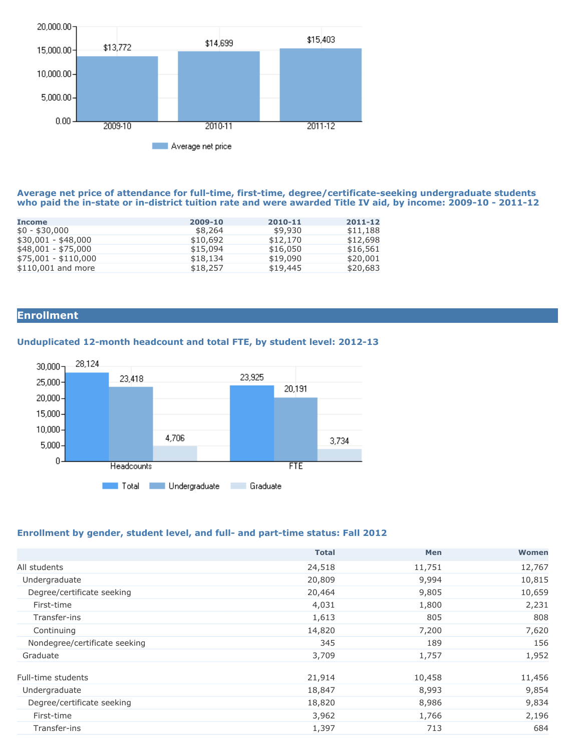| | 2009-10 | 2010-11 | 2011-12 |
|---|---|---|---|
| Average net price | $13,772 | $14,699 | $15,403 |

### Average net price of attendance for full-time, first-time, degree/certificate-seeking undergraduate students who paid the in-state or in-district tuition rate and were awarded Title IV aid, by income: 2009-10 - 2011-12

| Income | 2009-10 | 2010-11 | 2011-12 |
|---|---|---|---|
| $0 - $30,000 | $8,264 | $9,930 | $11,188 |
| $30,001 - $48,000 | $10,692 | $12,170 | $12,698 |
| $48,001 - $75,000 | $15,094 | $16,050 | $16,561 |
| $75,001 - $110,000 | $18,134 | $19,090 | $20,001 |
| $110,001 and more | $18,257 | $19,445 | $20,683 |

## Enrollment

### Unduplicated 12-month headcount and total FTE, by student level: 2012-13

| | Total | Undergraduate | Graduate |
|---|---|---|---|
| Headcounts | 28,124 | 23,418 | 4,706 |
| FTE | 23,925 | 20,191 | 3,734 |

### Enrollment by gender, student level, and full- and part-time status: Fall 2012

| | Total | Men | Women |
|---|---|---|---|
| All students | 24,518 | 11,751 | 12,767 |
| Undergraduate | 20,809 | 9,994 | 10,815 |
| Degree/certificate seeking | 20,464 | 9,805 | 10,659 |
| First-time | 4,031 | 1,800 | 2,231 |
| Transfer-ins | 1,613 | 805 | 808 |
| Continuing | 14,820 | 7,200 | 7,620 |
| Nondegree/certificate seeking | 345 | 189 | 156 |
| Graduate | 3,709 | 1,757 | 1,952 |
| | | | |
| Full-time students | 21,914 | 10,458 | 11,456 |
| Undergraduate | 18,847 | 8,993 | 9,854 |
| Degree/certificate seeking | 18,820 | 8,986 | 9,834 |
| First-time | 3,962 | 1,766 | 2,196 |
| Transfer-ins | 1,397 | 713 | 684 |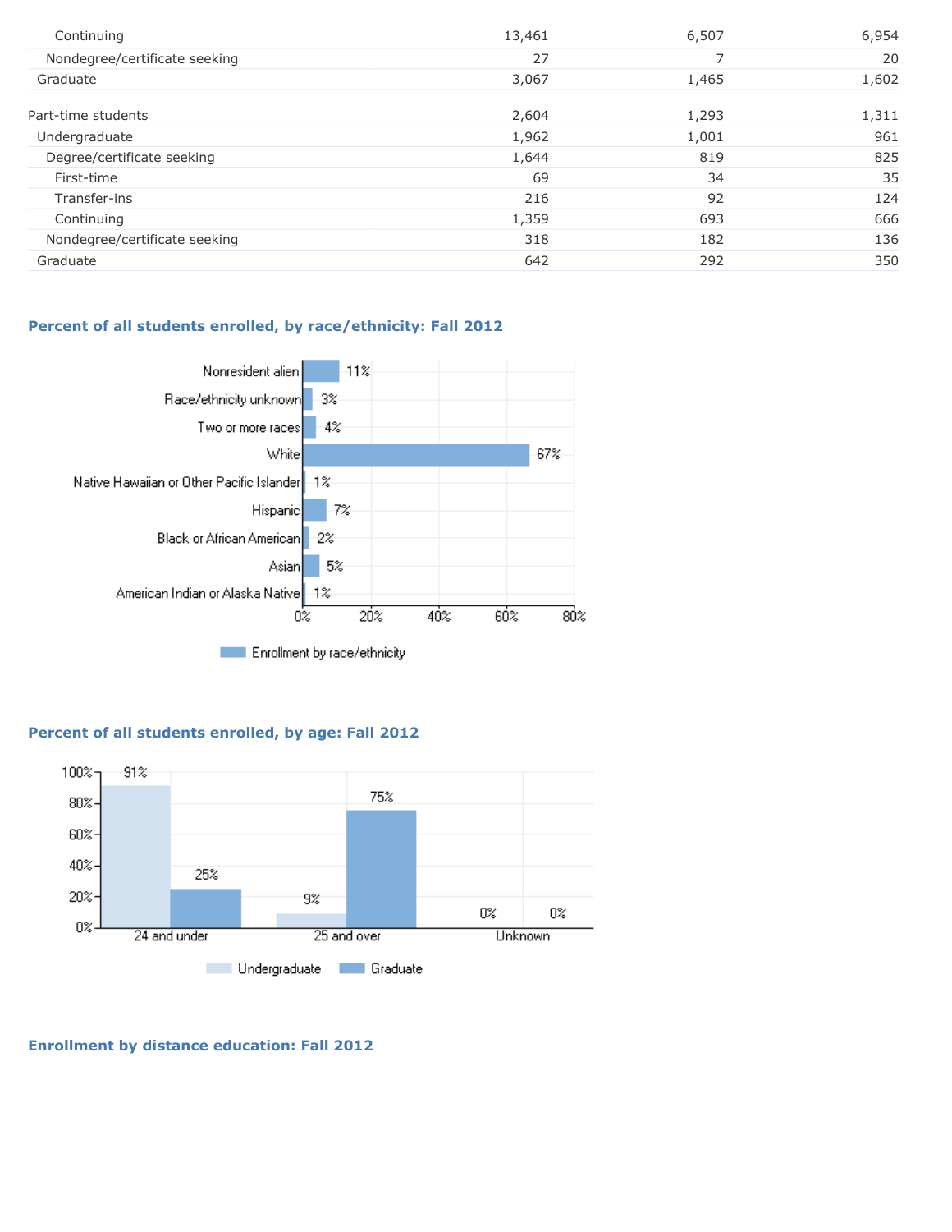| | | | |
|---|---|---|---|
| Continuing | 13,461 | 6,507 | 6,954 |
| Nondegree/certificate seeking | 27 | 7 | 20 |
| Graduate | 3,067 | 1,465 | 1,602 |
| Part-time students | 2,604 | 1,293 | 1,311 |
| Undergraduate | 1,962 | 1,001 | 961 |
| Degree/certificate seeking | 1,644 | 819 | 825 |
| First-time | 69 | 34 | 35 |
| Transfer-ins | 216 | 92 | 124 |
| Continuing | 1,359 | 693 | 666 |
| Nondegree/certificate seeking | 318 | 182 | 136 |
| Graduate | 642 | 292 | 350 |

### Percent of all students enrolled, by race/ethnicity: Fall 2012

| Race/ethnicity | Enrollment by race/ethnicity |
|---|---|
| Nonresident alien | 11% |
| Race/ethnicity unknown | 3% |
| Two or more races | 4% |
| White | 67% |
| Native Hawaiian or Other Pacific Islander | 1% |
| Hispanic | 7% |
| Black or African American | 2% |
| Asian | 5% |
| American Indian or Alaska Native | 1% |

### Percent of all students enrolled, by age: Fall 2012

| Age | Undergraduate | Graduate |
|---|---|---|
| 24 and under | 91% | 25% |
| 25 and over | 9% | 75% |
| Unknown | 0% | 0% |

### Enrollment by distance education: Fall 2012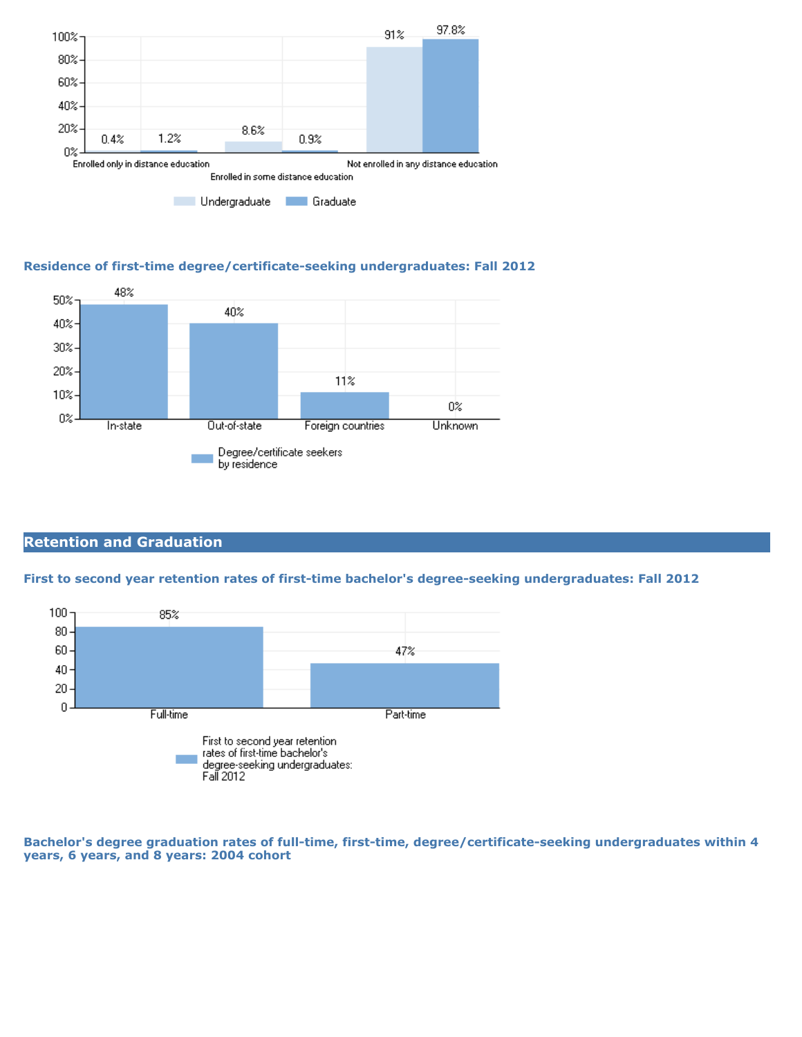| | Undergraduate | Graduate |
|---|---|---|
| Enrolled only in distance education | 0.4% | 1.2% |
| Enrolled in some distance education | 8.6% | 0.9% |
| Not enrolled in any distance education | 91% | 97.8% |

### Residence of first-time degree/certificate-seeking undergraduates: Fall 2012

| | Degree/certificate seekers by residence |
|---|---|
| In-state | 48% |
| Out-of-state | 40% |
| Foreign countries | 11% |
| Unknown | 0% |

## Retention and Graduation

### First to second year retention rates of first-time bachelor's degree-seeking undergraduates: Fall 2012

| | First to second year retention rates of first-time bachelor's degree-seeking undergraduates: Fall 2012 |
|---|---|
| Full-time | 85% |
| Part-time | 47% |

### Bachelor's degree graduation rates of full-time, first-time, degree/certificate-seeking undergraduates within 4 years, 6 years, and 8 years: 2004 cohort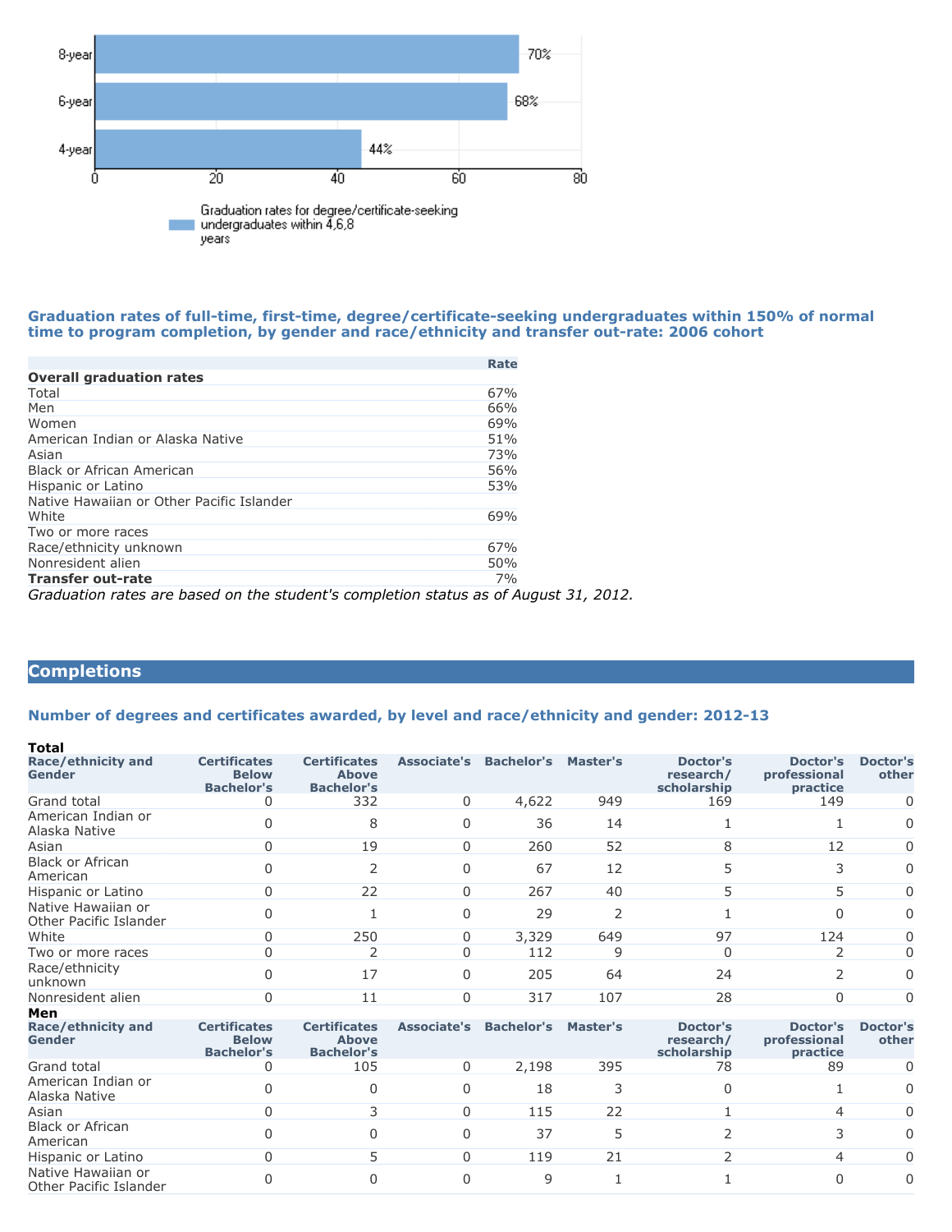| | Rate |
|---|---|
| 8-year | 70% |
| 6-year | 68% |
| 4-year | 44% |

Graduation rates for degree/certificate-seeking undergraduates within 4,6,8 years

### Graduation rates of full-time, first-time, degree/certificate-seeking undergraduates within 150% of normal time to program completion, by gender and race/ethnicity and transfer out-rate: 2006 cohort

| | Rate |
|---|---|
| **Overall graduation rates** | |
| Total | 67% |
| Men | 66% |
| Women | 69% |
| American Indian or Alaska Native | 51% |
| Asian | 73% |
| Black or African American | 56% |
| Hispanic or Latino | 53% |
| Native Hawaiian or Other Pacific Islander | |
| White | 69% |
| Two or more races | |
| Race/ethnicity unknown | 67% |
| Nonresident alien | 50% |
| **Transfer out-rate** | 7% |

*Graduation rates are based on the student's completion status as of August 31, 2012.*

## Completions

### Number of degrees and certificates awarded, by level and race/ethnicity and gender: 2012-13

**Total**

| Race/ethnicity and Gender | Certificates Below Bachelor's | Certificates Above Bachelor's | Associate's | Bachelor's | Master's | Doctor's research/ scholarship | Doctor's professional practice | Doctor's other |
|---|---|---|---|---|---|---|---|---|
| Grand total | 0 | 332 | 0 | 4,622 | 949 | 169 | 149 | 0 |
| American Indian or Alaska Native | 0 | 8 | 0 | 36 | 14 | 1 | 1 | 0 |
| Asian | 0 | 19 | 0 | 260 | 52 | 8 | 12 | 0 |
| Black or African American | 0 | 2 | 0 | 67 | 12 | 5 | 3 | 0 |
| Hispanic or Latino | 0 | 22 | 0 | 267 | 40 | 5 | 5 | 0 |
| Native Hawaiian or Other Pacific Islander | 0 | 1 | 0 | 29 | 2 | 1 | 0 | 0 |
| White | 0 | 250 | 0 | 3,329 | 649 | 97 | 124 | 0 |
| Two or more races | 0 | 2 | 0 | 112 | 9 | 0 | 2 | 0 |
| Race/ethnicity unknown | 0 | 17 | 0 | 205 | 64 | 24 | 2 | 0 |
| Nonresident alien | 0 | 11 | 0 | 317 | 107 | 28 | 0 | 0 |

**Men**

| Race/ethnicity and Gender | Certificates Below Bachelor's | Certificates Above Bachelor's | Associate's | Bachelor's | Master's | Doctor's research/ scholarship | Doctor's professional practice | Doctor's other |
|---|---|---|---|---|---|---|---|---|
| Grand total | 0 | 105 | 0 | 2,198 | 395 | 78 | 89 | 0 |
| American Indian or Alaska Native | 0 | 0 | 0 | 18 | 3 | 0 | 1 | 0 |
| Asian | 0 | 3 | 0 | 115 | 22 | 1 | 4 | 0 |
| Black or African American | 0 | 0 | 0 | 37 | 5 | 2 | 3 | 0 |
| Hispanic or Latino | 0 | 5 | 0 | 119 | 21 | 2 | 4 | 0 |
| Native Hawaiian or Other Pacific Islander | 0 | 0 | 0 | 9 | 1 | 1 | 0 | 0 |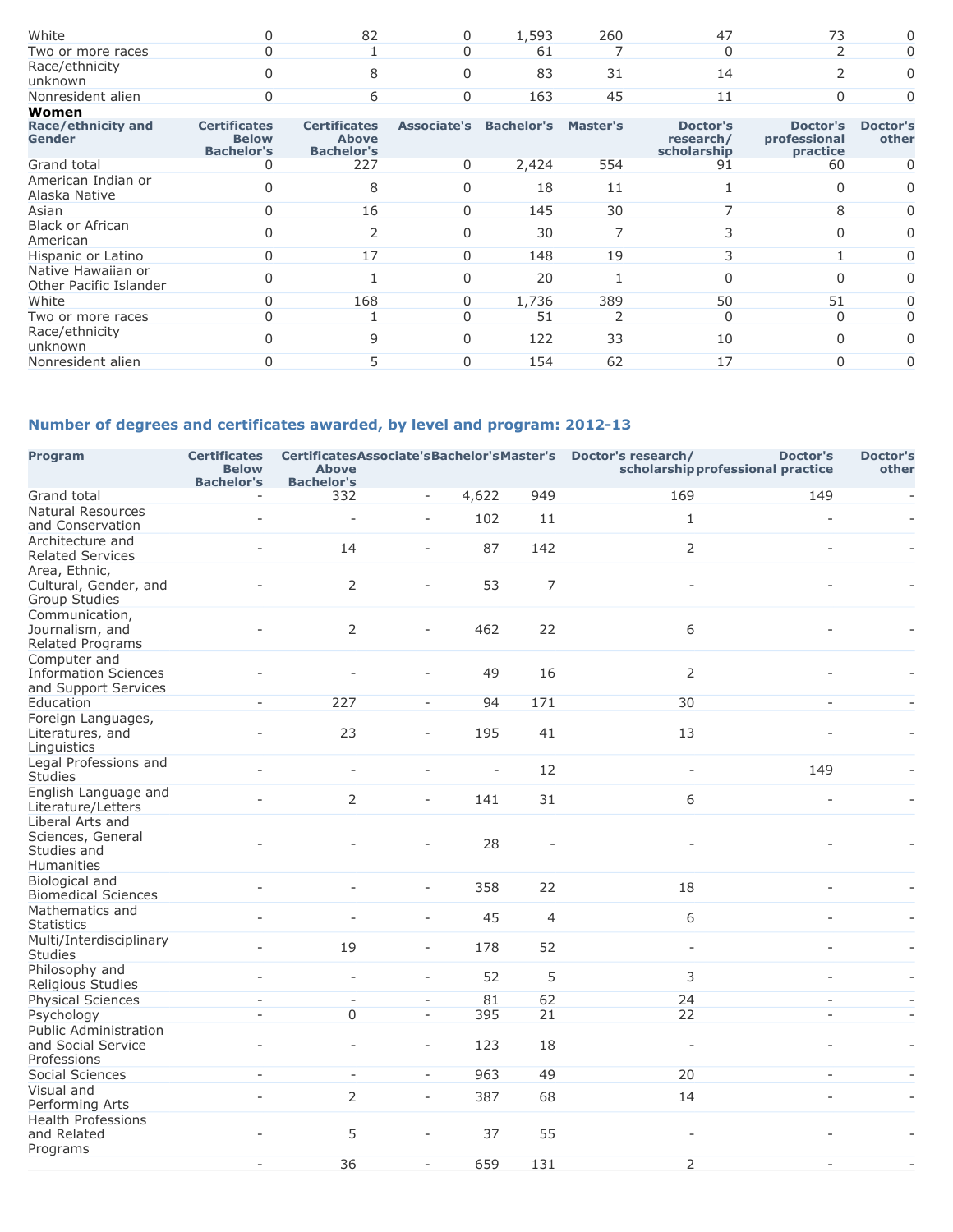| Race/ethnicity and Gender | Certificates Below Bachelor's | Certificates Above Bachelor's | Associate's | Bachelor's | Master's | Doctor's research/ scholarship | Doctor's professional practice | Doctor's other |
|---|---|---|---|---|---|---|---|---|
| White | 0 | 82 | 0 | 1,593 | 260 | 47 | 73 | 0 |
| Two or more races | 0 | 1 | 0 | 61 | 7 | 0 | 2 | 0 |
| Race/ethnicity unknown | 0 | 8 | 0 | 83 | 31 | 14 | 2 | 0 |
| Nonresident alien | 0 | 6 | 0 | 163 | 45 | 11 | 0 | 0 |

**Women**

| Race/ethnicity and Gender | Certificates Below Bachelor's | Certificates Above Bachelor's | Associate's | Bachelor's | Master's | Doctor's research/ scholarship | Doctor's professional practice | Doctor's other |
|---|---|---|---|---|---|---|---|---|
| Grand total | 0 | 227 | 0 | 2,424 | 554 | 91 | 60 | 0 |
| American Indian or Alaska Native | 0 | 8 | 0 | 18 | 11 | 1 | 0 | 0 |
| Asian | 0 | 16 | 0 | 145 | 30 | 7 | 8 | 0 |
| Black or African American | 0 | 2 | 0 | 30 | 7 | 3 | 0 | 0 |
| Hispanic or Latino | 0 | 17 | 0 | 148 | 19 | 3 | 1 | 0 |
| Native Hawaiian or Other Pacific Islander | 0 | 1 | 0 | 20 | 1 | 0 | 0 | 0 |
| White | 0 | 168 | 0 | 1,736 | 389 | 50 | 51 | 0 |
| Two or more races | 0 | 1 | 0 | 51 | 2 | 0 | 0 | 0 |
| Race/ethnicity unknown | 0 | 9 | 0 | 122 | 33 | 10 | 0 | 0 |
| Nonresident alien | 0 | 5 | 0 | 154 | 62 | 17 | 0 | 0 |

## Number of degrees and certificates awarded, by level and program: 2012-13

| Program | Certificates Below Bachelor's | Certificates Above Bachelor's | Associate's | Bachelor's | Master's | Doctor's research/ scholarship | Doctor's professional practice | Doctor's other |
|---|---|---|---|---|---|---|---|---|
| Grand total | - | 332 | - | 4,622 | 949 | 169 | 149 | - |
| Natural Resources and Conservation | - | - | - | 102 | 11 | 1 | - | - |
| Architecture and Related Services | - | 14 | - | 87 | 142 | 2 | - | - |
| Area, Ethnic, Cultural, Gender, and Group Studies | - | 2 | - | 53 | 7 | - | - | - |
| Communication, Journalism, and Related Programs | - | 2 | - | 462 | 22 | 6 | - | - |
| Computer and Information Sciences and Support Services | - | - | - | 49 | 16 | 2 | - | - |
| Education | - | 227 | - | 94 | 171 | 30 | - | - |
| Foreign Languages, Literatures, and Linguistics | - | 23 | - | 195 | 41 | 13 | - | - |
| Legal Professions and Studies | - | - | - | - | 12 | - | 149 | - |
| English Language and Literature/Letters | - | 2 | - | 141 | 31 | 6 | - | - |
| Liberal Arts and Sciences, General Studies and Humanities | - | - | - | 28 | - | - | - | - |
| Biological and Biomedical Sciences | - | - | - | 358 | 22 | 18 | - | - |
| Mathematics and Statistics | - | - | - | 45 | 4 | 6 | - | - |
| Multi/Interdisciplinary Studies | - | 19 | - | 178 | 52 | - | - | - |
| Philosophy and Religious Studies | - | - | - | 52 | 5 | 3 | - | - |
| Physical Sciences | - | - | - | 81 | 62 | 24 | - | - |
| Psychology | - | 0 | - | 395 | 21 | 22 | - | - |
| Public Administration and Social Service Professions | - | - | - | 123 | 18 | - | - | - |
| Social Sciences | - | - | - | 963 | 49 | 20 | - | - |
| Visual and Performing Arts | - | 2 | - | 387 | 68 | 14 | - | - |
| Health Professions and Related Programs | - | 5 | - | 37 | 55 | - | - | - |
| | - | 36 | - | 659 | 131 | 2 | - | - |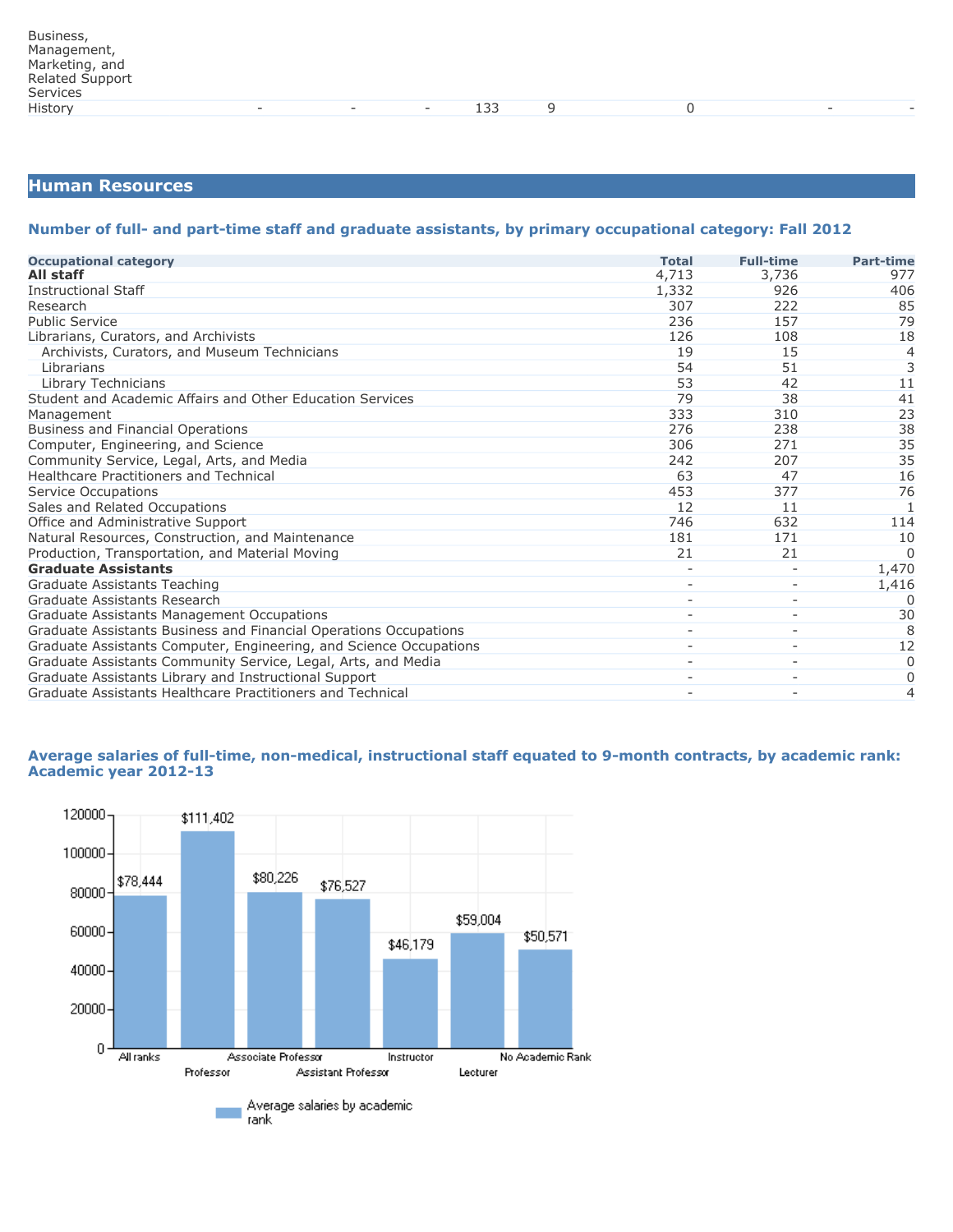| | | | | | | | | |
|---|---|---|---|---|---|---|---|---|
| Business, Management, Marketing, and Related Support Services | | | | | | | | |
| History | - | - | - | 133 | 9 | 0 | - | - |

## Human Resources

### Number of full- and part-time staff and graduate assistants, by primary occupational category: Fall 2012

| Occupational category | Total | Full-time | Part-time |
|---|---|---|---|
| **All staff** | 4,713 | 3,736 | 977 |
| Instructional Staff | 1,332 | 926 | 406 |
| Research | 307 | 222 | 85 |
| Public Service | 236 | 157 | 79 |
| Librarians, Curators, and Archivists | 126 | 108 | 18 |
| Archivists, Curators, and Museum Technicians | 19 | 15 | 4 |
| Librarians | 54 | 51 | 3 |
| Library Technicians | 53 | 42 | 11 |
| Student and Academic Affairs and Other Education Services | 79 | 38 | 41 |
| Management | 333 | 310 | 23 |
| Business and Financial Operations | 276 | 238 | 38 |
| Computer, Engineering, and Science | 306 | 271 | 35 |
| Community Service, Legal, Arts, and Media | 242 | 207 | 35 |
| Healthcare Practitioners and Technical | 63 | 47 | 16 |
| Service Occupations | 453 | 377 | 76 |
| Sales and Related Occupations | 12 | 11 | 1 |
| Office and Administrative Support | 746 | 632 | 114 |
| Natural Resources, Construction, and Maintenance | 181 | 171 | 10 |
| Production, Transportation, and Material Moving | 21 | 21 | 0 |
| **Graduate Assistants** | - | - | 1,470 |
| Graduate Assistants Teaching | - | - | 1,416 |
| Graduate Assistants Research | - | - | 0 |
| Graduate Assistants Management Occupations | - | - | 30 |
| Graduate Assistants Business and Financial Operations Occupations | - | - | 8 |
| Graduate Assistants Computer, Engineering, and Science Occupations | - | - | 12 |
| Graduate Assistants Community Service, Legal, Arts, and Media | - | - | 0 |
| Graduate Assistants Library and Instructional Support | - | - | 0 |
| Graduate Assistants Healthcare Practitioners and Technical | - | - | 4 |

### Average salaries of full-time, non-medical, instructional staff equated to 9-month contracts, by academic rank: Academic year 2012-13

| Academic rank | Average salaries by academic rank |
|---|---|
| All ranks | $78,444 |
| Professor | $111,402 |
| Associate Professor | $80,226 |
| Assistant Professor | $76,527 |
| Instructor | $46,179 |
| Lecturer | $59,004 |
| No Academic Rank | $50,571 |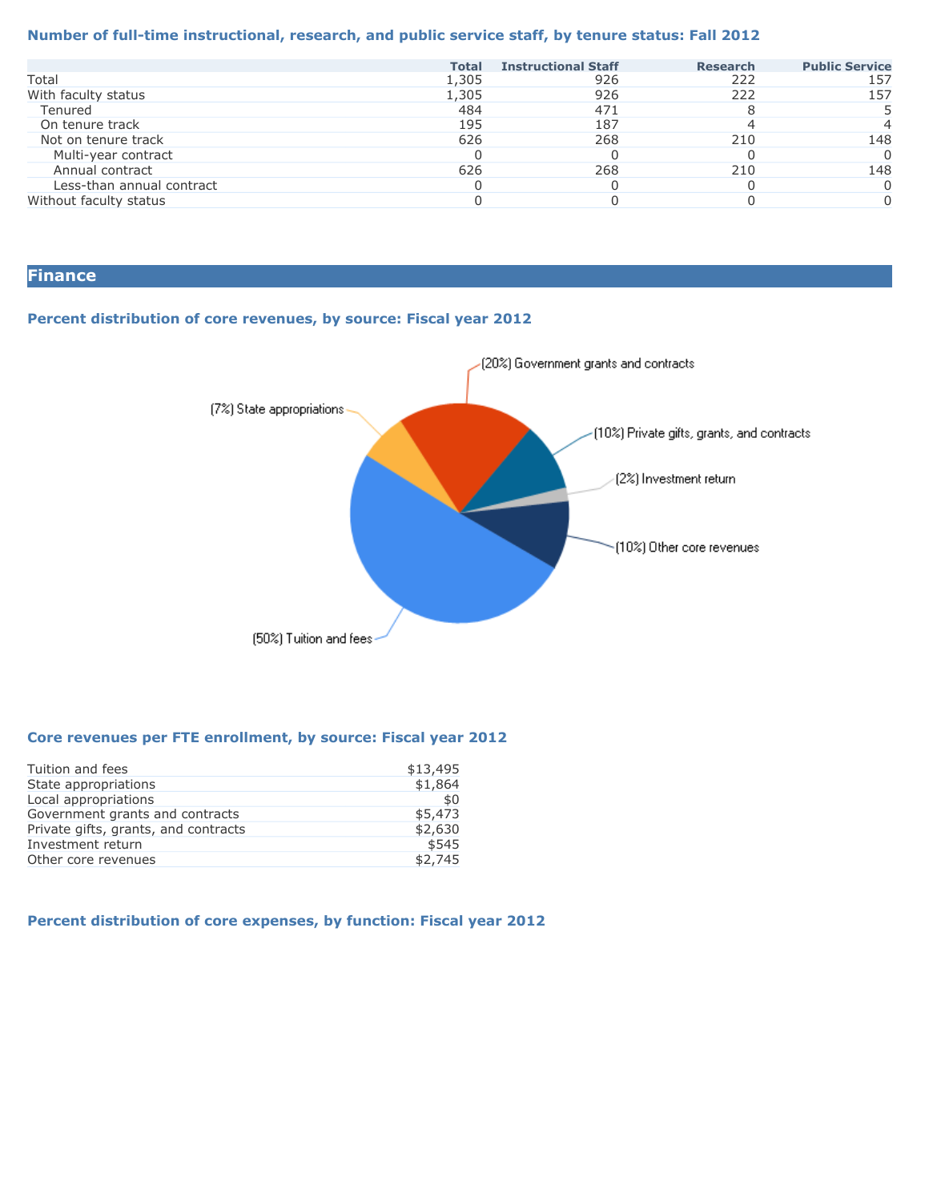### Number of full-time instructional, research, and public service staff, by tenure status: Fall 2012

| | Total | Instructional Staff | Research | Public Service |
|---|---|---|---|---|
| Total | 1,305 | 926 | 222 | 157 |
| With faculty status | 1,305 | 926 | 222 | 157 |
| Tenured | 484 | 471 | 8 | 5 |
| On tenure track | 195 | 187 | 4 | 4 |
| Not on tenure track | 626 | 268 | 210 | 148 |
| Multi-year contract | 0 | 0 | 0 | 0 |
| Annual contract | 626 | 268 | 210 | 148 |
| Less-than annual contract | 0 | 0 | 0 | 0 |
| Without faculty status | 0 | 0 | 0 | 0 |

## Finance

### Percent distribution of core revenues, by source: Fiscal year 2012

(20%) Government grants and contracts

(7%) State appropriations

(10%) Private gifts, grants, and contracts

(2%) Investment return

(10%) Other core revenues

(50%) Tuition and fees

### Core revenues per FTE enrollment, by source: Fiscal year 2012

| | |
|---|---|
| Tuition and fees | $13,495 |
| State appropriations | $1,864 |
| Local appropriations | $0 |
| Government grants and contracts | $5,473 |
| Private gifts, grants, and contracts | $2,630 |
| Investment return | $545 |
| Other core revenues | $2,745 |

### Percent distribution of core expenses, by function: Fiscal year 2012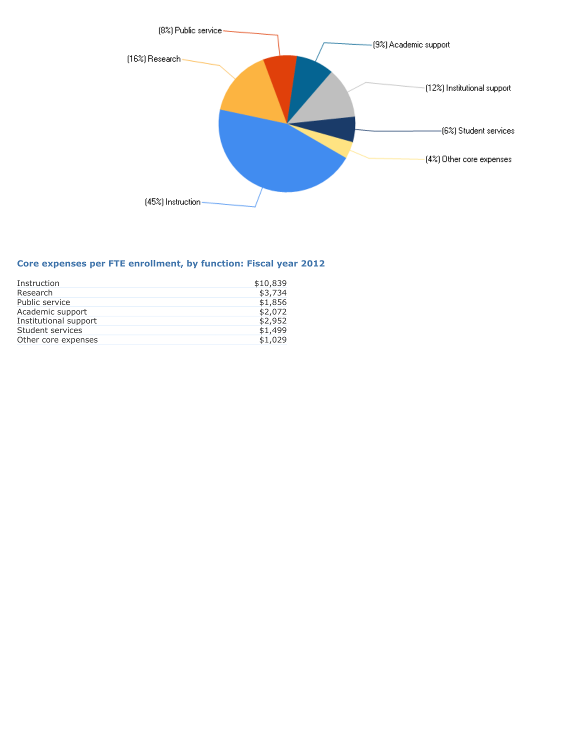(8%) Public service

(9%) Academic support

(16%) Research

(12%) Institutional support

(6%) Student services

(4%) Other core expenses

(45%) Instruction

### Core expenses per FTE enrollment, by function: Fiscal year 2012

| | |
|---|---|
| Instruction | $10,839 |
| Research | $3,734 |
| Public service | $1,856 |
| Academic support | $2,072 |
| Institutional support | $2,952 |
| Student services | $1,499 |
| Other core expenses | $1,029 |